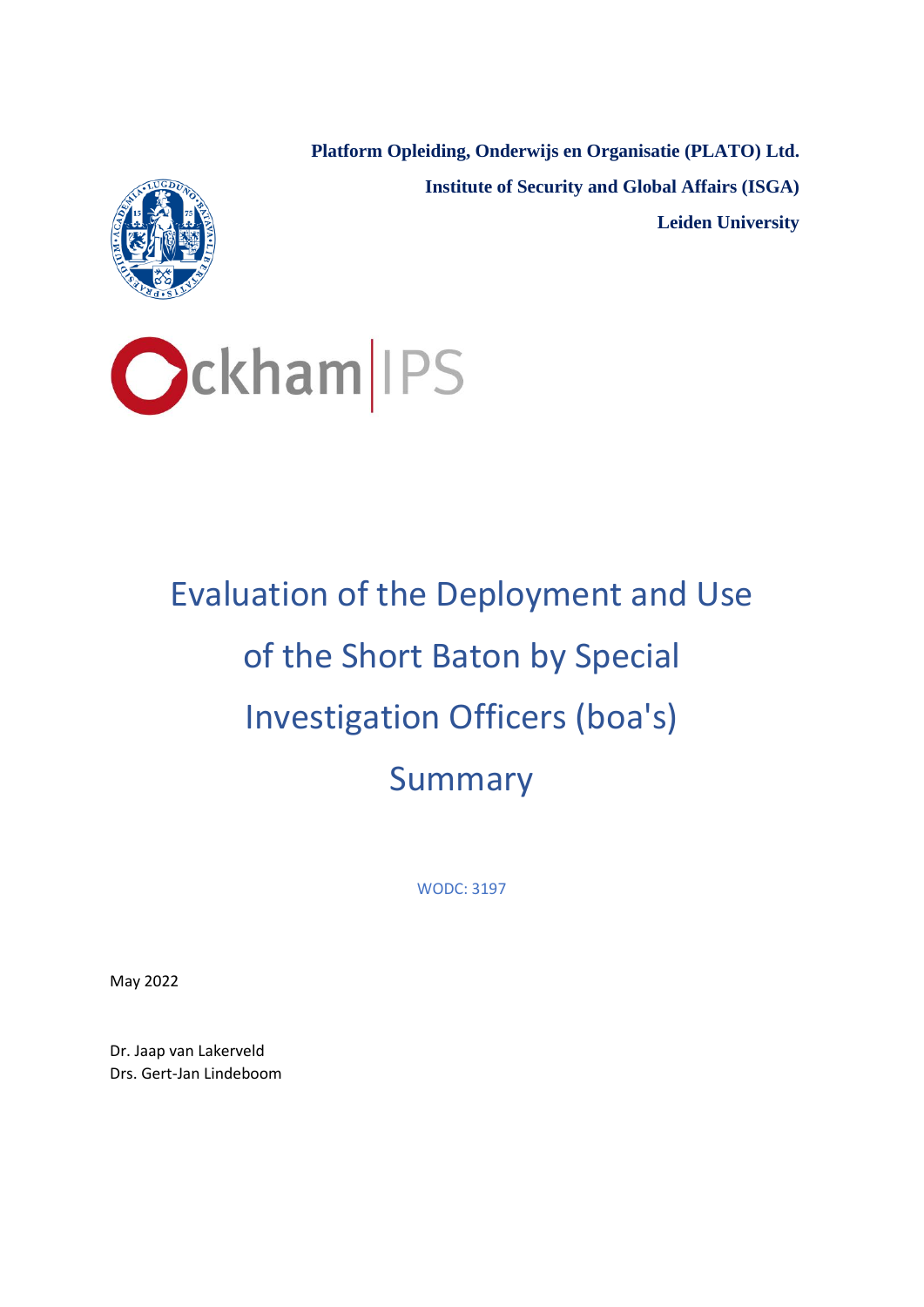**Platform Opleiding, Onderwijs en Organisatie (PLATO) Ltd.**

**Institute of Security and Global Affairs (ISGA)**

**Leiden University**

Ockham | IPS

# Evaluation of the Deployment and Use of the Short Baton by Special Investigation Officers (boa's)

# Summary

WODC: 3197

May 2022

Dr. Jaap van Lakerveld
Drs. Gert-Jan Lindeboom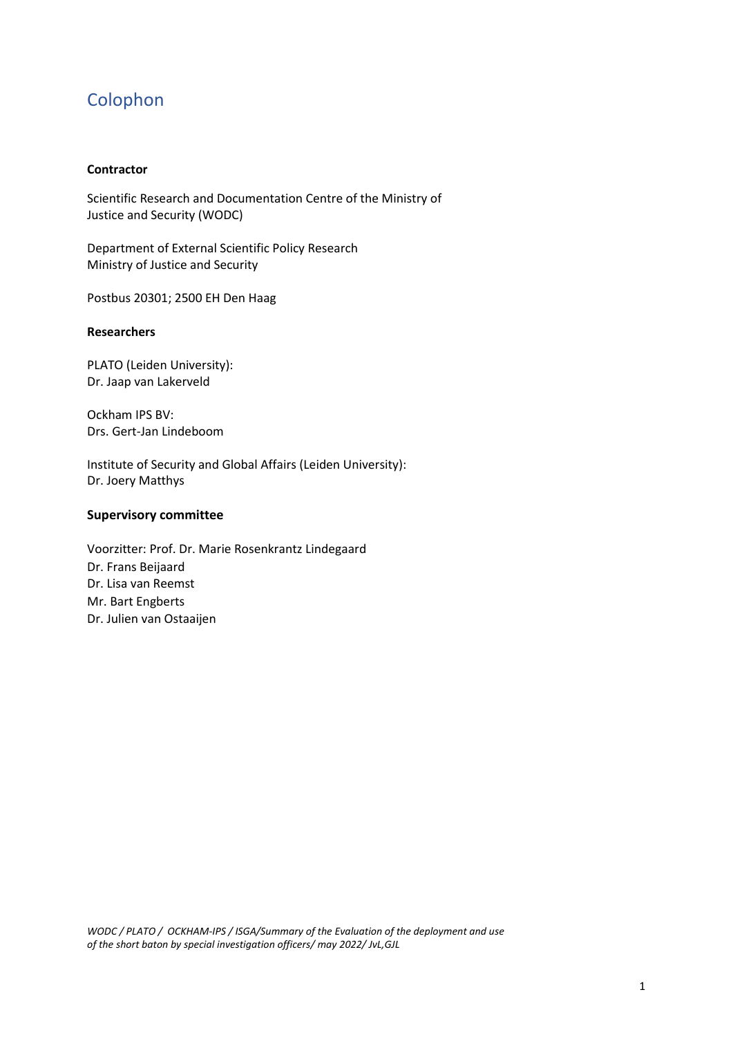# Colophon

**Contractor**

Scientific Research and Documentation Centre of the Ministry of Justice and Security (WODC)

Department of External Scientific Policy Research
Ministry of Justice and Security

Postbus 20301; 2500 EH Den Haag

**Researchers**

PLATO (Leiden University):
Dr. Jaap van Lakerveld

Ockham IPS BV:
Drs. Gert-Jan Lindeboom

Institute of Security and Global Affairs (Leiden University):
Dr. Joery Matthys

**Supervisory committee**

Voorzitter: Prof. Dr. Marie Rosenkrantz Lindegaard
Dr. Frans Beijaard
Dr. Lisa van Reemst
Mr. Bart Engberts
Dr. Julien van Ostaaijen

*WODC / PLATO / OCKHAM-IPS / ISGA/Summary of the Evaluation of the deployment and use of the short baton by special investigation officers/ may 2022/ JvL,GJL*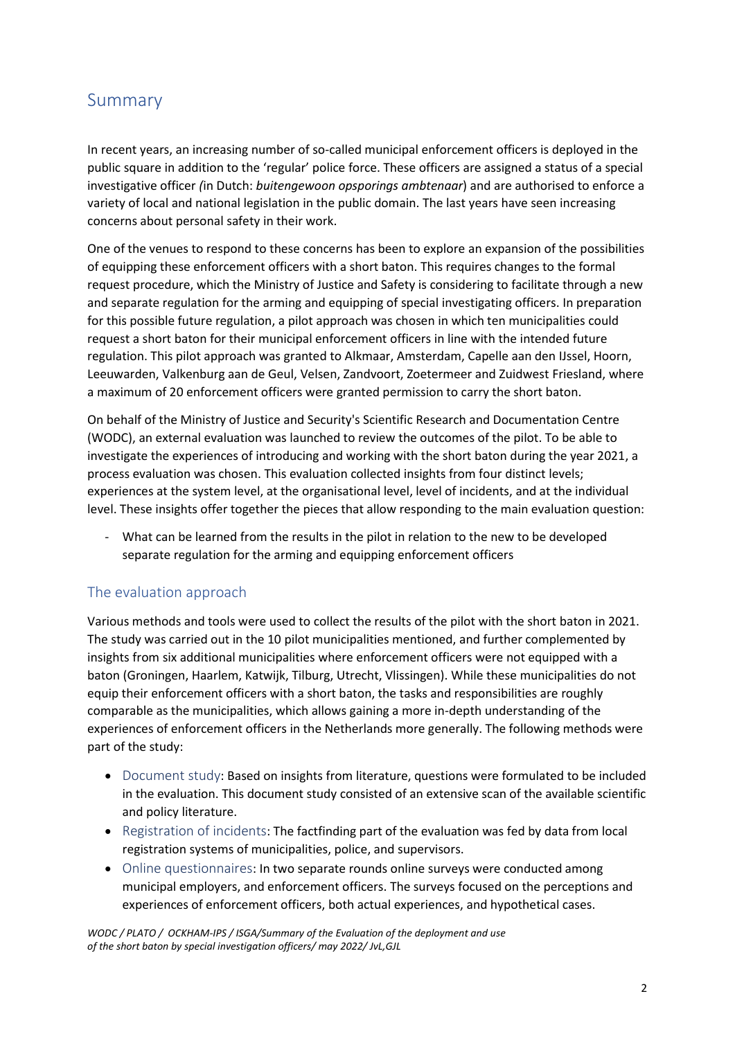## Summary

In recent years, an increasing number of so-called municipal enforcement officers is deployed in the public square in addition to the 'regular' police force. These officers are assigned a status of a special investigative officer *(*in Dutch: *buitengewoon opsporings ambtenaar*) and are authorised to enforce a variety of local and national legislation in the public domain. The last years have seen increasing concerns about personal safety in their work.

One of the venues to respond to these concerns has been to explore an expansion of the possibilities of equipping these enforcement officers with a short baton. This requires changes to the formal request procedure, which the Ministry of Justice and Safety is considering to facilitate through a new and separate regulation for the arming and equipping of special investigating officers. In preparation for this possible future regulation, a pilot approach was chosen in which ten municipalities could request a short baton for their municipal enforcement officers in line with the intended future regulation. This pilot approach was granted to Alkmaar, Amsterdam, Capelle aan den IJssel, Hoorn, Leeuwarden, Valkenburg aan de Geul, Velsen, Zandvoort, Zoetermeer and Zuidwest Friesland, where a maximum of 20 enforcement officers were granted permission to carry the short baton.

On behalf of the Ministry of Justice and Security's Scientific Research and Documentation Centre (WODC), an external evaluation was launched to review the outcomes of the pilot. To be able to investigate the experiences of introducing and working with the short baton during the year 2021, a process evaluation was chosen. This evaluation collected insights from four distinct levels; experiences at the system level, at the organisational level, level of incidents, and at the individual level. These insights offer together the pieces that allow responding to the main evaluation question:

- What can be learned from the results in the pilot in relation to the new to be developed separate regulation for the arming and equipping enforcement officers

### The evaluation approach

Various methods and tools were used to collect the results of the pilot with the short baton in 2021. The study was carried out in the 10 pilot municipalities mentioned, and further complemented by insights from six additional municipalities where enforcement officers were not equipped with a baton (Groningen, Haarlem, Katwijk, Tilburg, Utrecht, Vlissingen). While these municipalities do not equip their enforcement officers with a short baton, the tasks and responsibilities are roughly comparable as the municipalities, which allows gaining a more in-depth understanding of the experiences of enforcement officers in the Netherlands more generally. The following methods were part of the study:

- Document study: Based on insights from literature, questions were formulated to be included in the evaluation. This document study consisted of an extensive scan of the available scientific and policy literature.
- Registration of incidents: The factfinding part of the evaluation was fed by data from local registration systems of municipalities, police, and supervisors.
- Online questionnaires: In two separate rounds online surveys were conducted among municipal employers, and enforcement officers. The surveys focused on the perceptions and experiences of enforcement officers, both actual experiences, and hypothetical cases.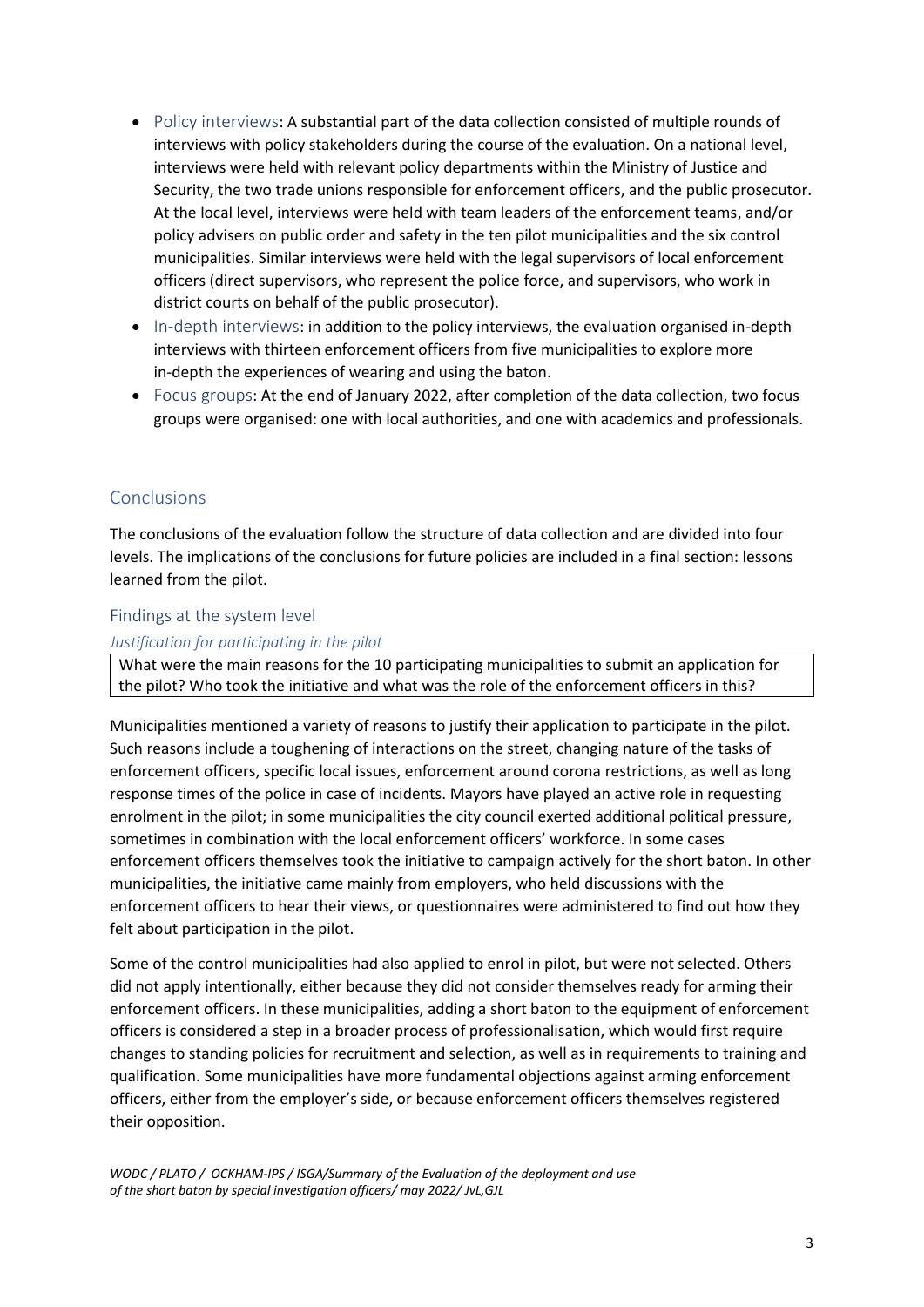- Policy interviews: A substantial part of the data collection consisted of multiple rounds of interviews with policy stakeholders during the course of the evaluation. On a national level, interviews were held with relevant policy departments within the Ministry of Justice and Security, the two trade unions responsible for enforcement officers, and the public prosecutor. At the local level, interviews were held with team leaders of the enforcement teams, and/or policy advisers on public order and safety in the ten pilot municipalities and the six control municipalities. Similar interviews were held with the legal supervisors of local enforcement officers (direct supervisors, who represent the police force, and supervisors, who work in district courts on behalf of the public prosecutor).
- In-depth interviews: in addition to the policy interviews, the evaluation organised in-depth interviews with thirteen enforcement officers from five municipalities to explore more in-depth the experiences of wearing and using the baton.
- Focus groups: At the end of January 2022, after completion of the data collection, two focus groups were organised: one with local authorities, and one with academics and professionals.

## Conclusions

The conclusions of the evaluation follow the structure of data collection and are divided into four levels. The implications of the conclusions for future policies are included in a final section: lessons learned from the pilot.

### Findings at the system level

#### *Justification for participating in the pilot*

> What were the main reasons for the 10 participating municipalities to submit an application for the pilot? Who took the initiative and what was the role of the enforcement officers in this?

Municipalities mentioned a variety of reasons to justify their application to participate in the pilot. Such reasons include a toughening of interactions on the street, changing nature of the tasks of enforcement officers, specific local issues, enforcement around corona restrictions, as well as long response times of the police in case of incidents. Mayors have played an active role in requesting enrolment in the pilot; in some municipalities the city council exerted additional political pressure, sometimes in combination with the local enforcement officers' workforce. In some cases enforcement officers themselves took the initiative to campaign actively for the short baton. In other municipalities, the initiative came mainly from employers, who held discussions with the enforcement officers to hear their views, or questionnaires were administered to find out how they felt about participation in the pilot.

Some of the control municipalities had also applied to enrol in pilot, but were not selected. Others did not apply intentionally, either because they did not consider themselves ready for arming their enforcement officers. In these municipalities, adding a short baton to the equipment of enforcement officers is considered a step in a broader process of professionalisation, which would first require changes to standing policies for recruitment and selection, as well as in requirements to training and qualification. Some municipalities have more fundamental objections against arming enforcement officers, either from the employer's side, or because enforcement officers themselves registered their opposition.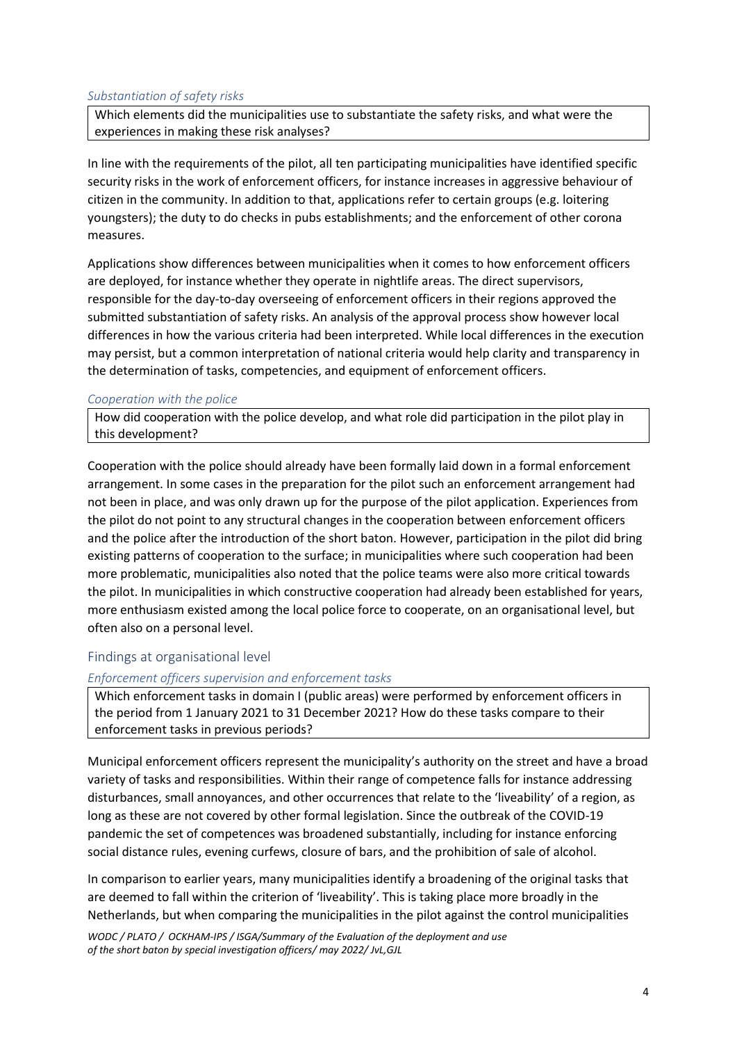#### *Substantiation of safety risks*

Which elements did the municipalities use to substantiate the safety risks, and what were the experiences in making these risk analyses?

In line with the requirements of the pilot, all ten participating municipalities have identified specific security risks in the work of enforcement officers, for instance increases in aggressive behaviour of citizen in the community. In addition to that, applications refer to certain groups (e.g. loitering youngsters); the duty to do checks in pubs establishments; and the enforcement of other corona measures.

Applications show differences between municipalities when it comes to how enforcement officers are deployed, for instance whether they operate in nightlife areas. The direct supervisors, responsible for the day-to-day overseeing of enforcement officers in their regions approved the submitted substantiation of safety risks. An analysis of the approval process show however local differences in how the various criteria had been interpreted. While local differences in the execution may persist, but a common interpretation of national criteria would help clarity and transparency in the determination of tasks, competencies, and equipment of enforcement officers.

#### *Cooperation with the police*

How did cooperation with the police develop, and what role did participation in the pilot play in this development?

Cooperation with the police should already have been formally laid down in a formal enforcement arrangement. In some cases in the preparation for the pilot such an enforcement arrangement had not been in place, and was only drawn up for the purpose of the pilot application. Experiences from the pilot do not point to any structural changes in the cooperation between enforcement officers and the police after the introduction of the short baton. However, participation in the pilot did bring existing patterns of cooperation to the surface; in municipalities where such cooperation had been more problematic, municipalities also noted that the police teams were also more critical towards the pilot. In municipalities in which constructive cooperation had already been established for years, more enthusiasm existed among the local police force to cooperate, on an organisational level, but often also on a personal level.

### Findings at organisational level

#### *Enforcement officers supervision and enforcement tasks*

Which enforcement tasks in domain I (public areas) were performed by enforcement officers in the period from 1 January 2021 to 31 December 2021? How do these tasks compare to their enforcement tasks in previous periods?

Municipal enforcement officers represent the municipality's authority on the street and have a broad variety of tasks and responsibilities. Within their range of competence falls for instance addressing disturbances, small annoyances, and other occurrences that relate to the 'liveability' of a region, as long as these are not covered by other formal legislation. Since the outbreak of the COVID-19 pandemic the set of competences was broadened substantially, including for instance enforcing social distance rules, evening curfews, closure of bars, and the prohibition of sale of alcohol.

In comparison to earlier years, many municipalities identify a broadening of the original tasks that are deemed to fall within the criterion of 'liveability'. This is taking place more broadly in the Netherlands, but when comparing the municipalities in the pilot against the control municipalities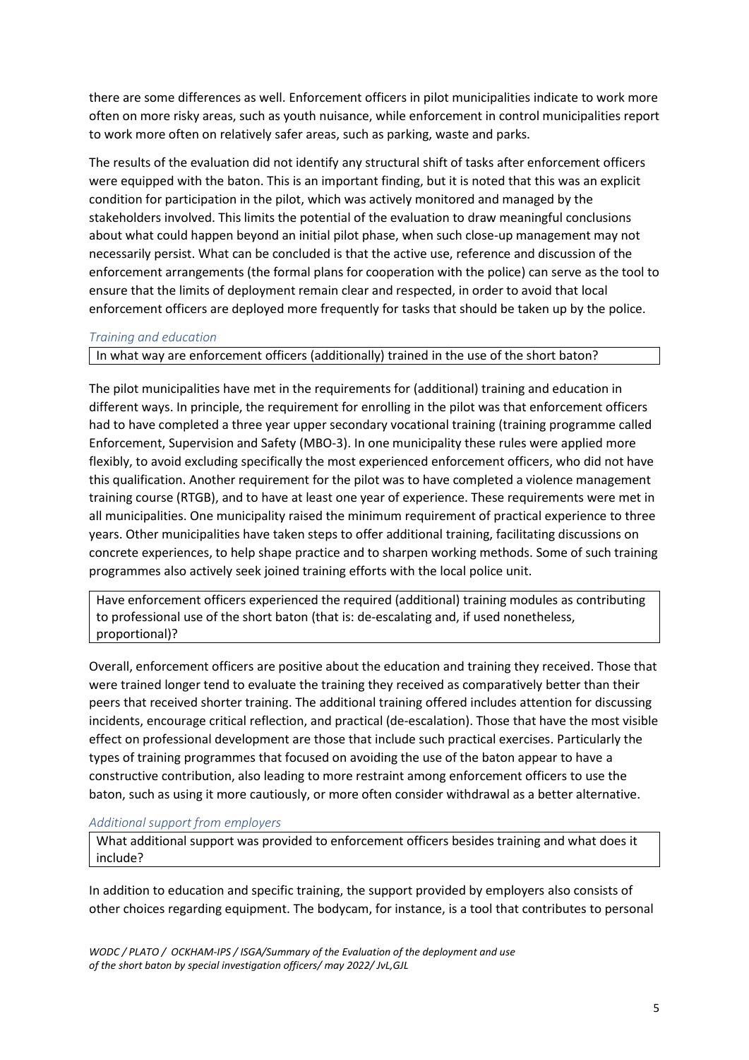there are some differences as well. Enforcement officers in pilot municipalities indicate to work more often on more risky areas, such as youth nuisance, while enforcement in control municipalities report to work more often on relatively safer areas, such as parking, waste and parks.

The results of the evaluation did not identify any structural shift of tasks after enforcement officers were equipped with the baton. This is an important finding, but it is noted that this was an explicit condition for participation in the pilot, which was actively monitored and managed by the stakeholders involved. This limits the potential of the evaluation to draw meaningful conclusions about what could happen beyond an initial pilot phase, when such close-up management may not necessarily persist. What can be concluded is that the active use, reference and discussion of the enforcement arrangements (the formal plans for cooperation with the police) can serve as the tool to ensure that the limits of deployment remain clear and respected, in order to avoid that local enforcement officers are deployed more frequently for tasks that should be taken up by the police.

### *Training and education*

In what way are enforcement officers (additionally) trained in the use of the short baton?

The pilot municipalities have met in the requirements for (additional) training and education in different ways. In principle, the requirement for enrolling in the pilot was that enforcement officers had to have completed a three year upper secondary vocational training (training programme called Enforcement, Supervision and Safety (MBO-3). In one municipality these rules were applied more flexibly, to avoid excluding specifically the most experienced enforcement officers, who did not have this qualification. Another requirement for the pilot was to have completed a violence management training course (RTGB), and to have at least one year of experience. These requirements were met in all municipalities. One municipality raised the minimum requirement of practical experience to three years. Other municipalities have taken steps to offer additional training, facilitating discussions on concrete experiences, to help shape practice and to sharpen working methods. Some of such training programmes also actively seek joined training efforts with the local police unit.

Have enforcement officers experienced the required (additional) training modules as contributing to professional use of the short baton (that is: de-escalating and, if used nonetheless, proportional)?

Overall, enforcement officers are positive about the education and training they received. Those that were trained longer tend to evaluate the training they received as comparatively better than their peers that received shorter training. The additional training offered includes attention for discussing incidents, encourage critical reflection, and practical (de-escalation). Those that have the most visible effect on professional development are those that include such practical exercises. Particularly the types of training programmes that focused on avoiding the use of the baton appear to have a constructive contribution, also leading to more restraint among enforcement officers to use the baton, such as using it more cautiously, or more often consider withdrawal as a better alternative.

### *Additional support from employers*

What additional support was provided to enforcement officers besides training and what does it include?

In addition to education and specific training, the support provided by employers also consists of other choices regarding equipment. The bodycam, for instance, is a tool that contributes to personal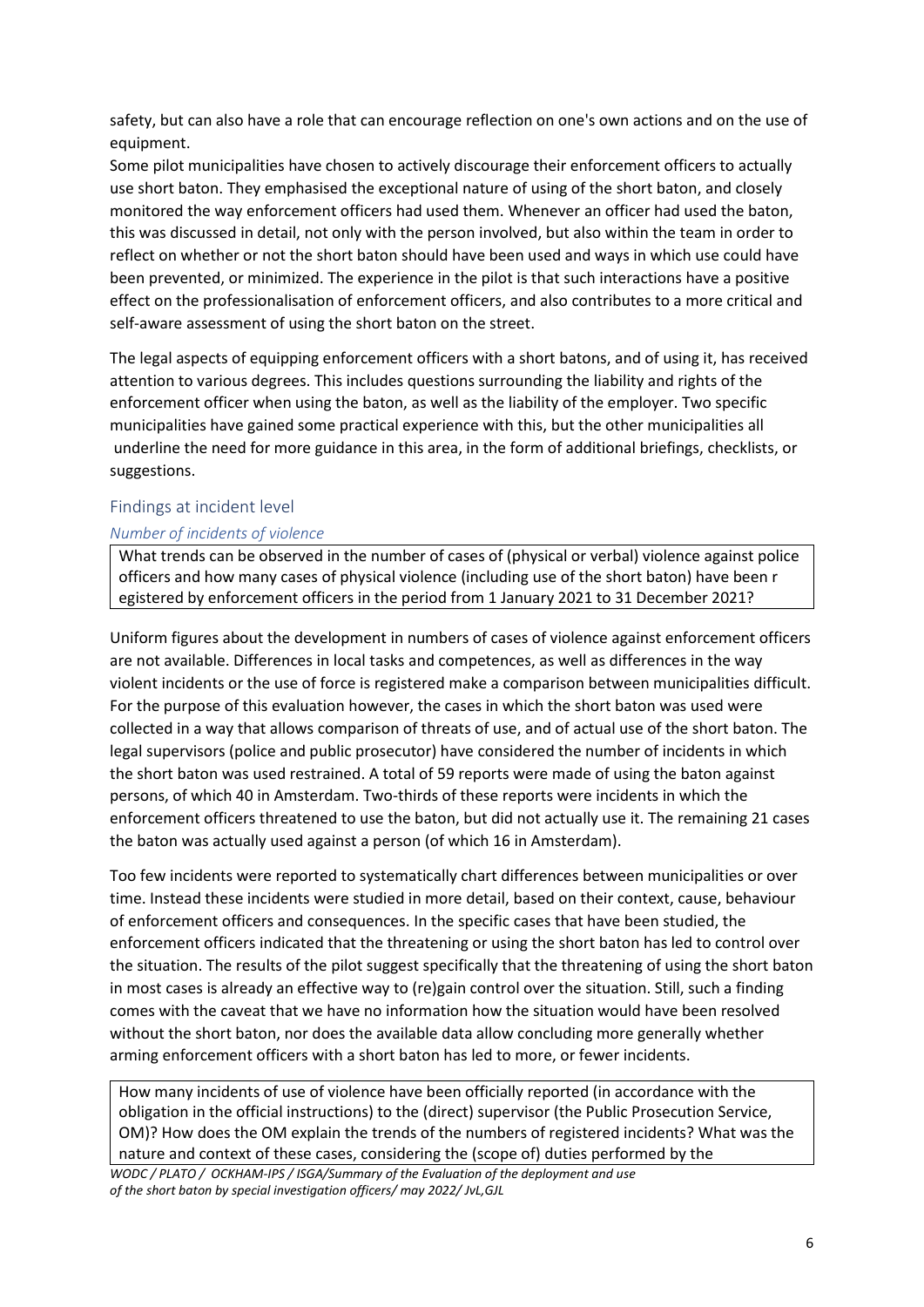safety, but can also have a role that can encourage reflection on one's own actions and on the use of equipment.
Some pilot municipalities have chosen to actively discourage their enforcement officers to actually use short baton. They emphasised the exceptional nature of using of the short baton, and closely monitored the way enforcement officers had used them. Whenever an officer had used the baton, this was discussed in detail, not only with the person involved, but also within the team in order to reflect on whether or not the short baton should have been used and ways in which use could have been prevented, or minimized. The experience in the pilot is that such interactions have a positive effect on the professionalisation of enforcement officers, and also contributes to a more critical and self-aware assessment of using the short baton on the street.

The legal aspects of equipping enforcement officers with a short batons, and of using it, has received attention to various degrees. This includes questions surrounding the liability and rights of the enforcement officer when using the baton, as well as the liability of the employer. Two specific municipalities have gained some practical experience with this, but the other municipalities all underline the need for more guidance in this area, in the form of additional briefings, checklists, or suggestions.

## Findings at incident level

### *Number of incidents of violence*

What trends can be observed in the number of cases of (physical or verbal) violence against police officers and how many cases of physical violence (including use of the short baton) have been r egistered by enforcement officers in the period from 1 January 2021 to 31 December 2021?

Uniform figures about the development in numbers of cases of violence against enforcement officers are not available. Differences in local tasks and competences, as well as differences in the way violent incidents or the use of force is registered make a comparison between municipalities difficult. For the purpose of this evaluation however, the cases in which the short baton was used were collected in a way that allows comparison of threats of use, and of actual use of the short baton. The legal supervisors (police and public prosecutor) have considered the number of incidents in which the short baton was used restrained. A total of 59 reports were made of using the baton against persons, of which 40 in Amsterdam. Two-thirds of these reports were incidents in which the enforcement officers threatened to use the baton, but did not actually use it. The remaining 21 cases the baton was actually used against a person (of which 16 in Amsterdam).

Too few incidents were reported to systematically chart differences between municipalities or over time. Instead these incidents were studied in more detail, based on their context, cause, behaviour of enforcement officers and consequences. In the specific cases that have been studied, the enforcement officers indicated that the threatening or using the short baton has led to control over the situation. The results of the pilot suggest specifically that the threatening of using the short baton in most cases is already an effective way to (re)gain control over the situation. Still, such a finding comes with the caveat that we have no information how the situation would have been resolved without the short baton, nor does the available data allow concluding more generally whether arming enforcement officers with a short baton has led to more, or fewer incidents.

How many incidents of use of violence have been officially reported (in accordance with the obligation in the official instructions) to the (direct) supervisor (the Public Prosecution Service, OM)? How does the OM explain the trends of the numbers of registered incidents? What was the nature and context of these cases, considering the (scope of) duties performed by the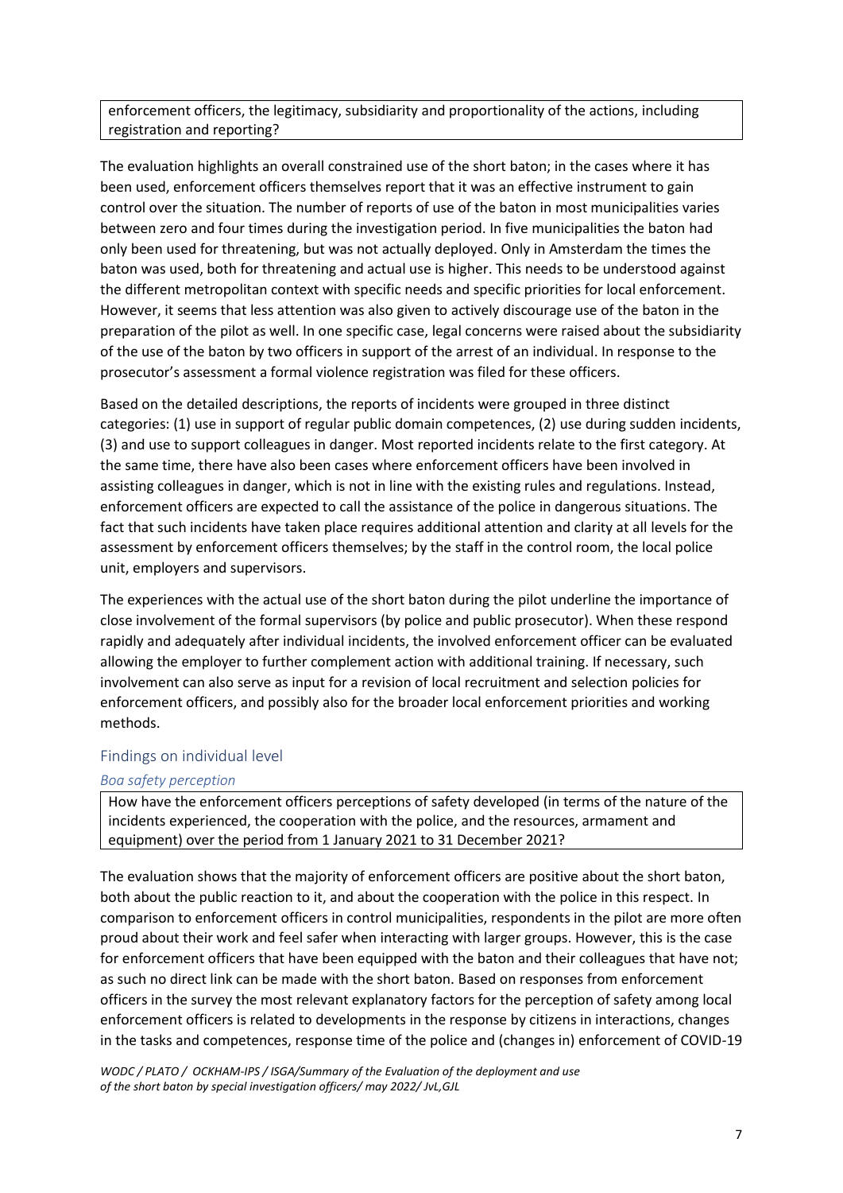enforcement officers, the legitimacy, subsidiarity and proportionality of the actions, including registration and reporting?

The evaluation highlights an overall constrained use of the short baton; in the cases where it has been used, enforcement officers themselves report that it was an effective instrument to gain control over the situation. The number of reports of use of the baton in most municipalities varies between zero and four times during the investigation period. In five municipalities the baton had only been used for threatening, but was not actually deployed. Only in Amsterdam the times the baton was used, both for threatening and actual use is higher. This needs to be understood against the different metropolitan context with specific needs and specific priorities for local enforcement. However, it seems that less attention was also given to actively discourage use of the baton in the preparation of the pilot as well. In one specific case, legal concerns were raised about the subsidiarity of the use of the baton by two officers in support of the arrest of an individual. In response to the prosecutor's assessment a formal violence registration was filed for these officers.

Based on the detailed descriptions, the reports of incidents were grouped in three distinct categories: (1) use in support of regular public domain competences, (2) use during sudden incidents, (3) and use to support colleagues in danger. Most reported incidents relate to the first category. At the same time, there have also been cases where enforcement officers have been involved in assisting colleagues in danger, which is not in line with the existing rules and regulations. Instead, enforcement officers are expected to call the assistance of the police in dangerous situations. The fact that such incidents have taken place requires additional attention and clarity at all levels for the assessment by enforcement officers themselves; by the staff in the control room, the local police unit, employers and supervisors.

The experiences with the actual use of the short baton during the pilot underline the importance of close involvement of the formal supervisors (by police and public prosecutor). When these respond rapidly and adequately after individual incidents, the involved enforcement officer can be evaluated allowing the employer to further complement action with additional training. If necessary, such involvement can also serve as input for a revision of local recruitment and selection policies for enforcement officers, and possibly also for the broader local enforcement priorities and working methods.

## Findings on individual level

### *Boa safety perception*

How have the enforcement officers perceptions of safety developed (in terms of the nature of the incidents experienced, the cooperation with the police, and the resources, armament and equipment) over the period from 1 January 2021 to 31 December 2021?

The evaluation shows that the majority of enforcement officers are positive about the short baton, both about the public reaction to it, and about the cooperation with the police in this respect. In comparison to enforcement officers in control municipalities, respondents in the pilot are more often proud about their work and feel safer when interacting with larger groups. However, this is the case for enforcement officers that have been equipped with the baton and their colleagues that have not; as such no direct link can be made with the short baton. Based on responses from enforcement officers in the survey the most relevant explanatory factors for the perception of safety among local enforcement officers is related to developments in the response by citizens in interactions, changes in the tasks and competences, response time of the police and (changes in) enforcement of COVID-19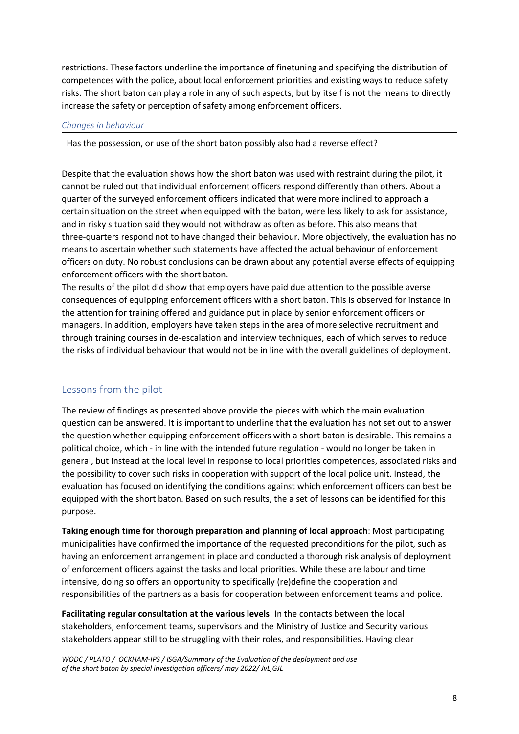restrictions. These factors underline the importance of finetuning and specifying the distribution of competences with the police, about local enforcement priorities and existing ways to reduce safety risks. The short baton can play a role in any of such aspects, but by itself is not the means to directly increase the safety or perception of safety among enforcement officers.

*Changes in behaviour*

> Has the possession, or use of the short baton possibly also had a reverse effect?

Despite that the evaluation shows how the short baton was used with restraint during the pilot, it cannot be ruled out that individual enforcement officers respond differently than others. About a quarter of the surveyed enforcement officers indicated that were more inclined to approach a certain situation on the street when equipped with the baton, were less likely to ask for assistance, and in risky situation said they would not withdraw as often as before. This also means that three-quarters respond not to have changed their behaviour. More objectively, the evaluation has no means to ascertain whether such statements have affected the actual behaviour of enforcement officers on duty. No robust conclusions can be drawn about any potential averse effects of equipping enforcement officers with the short baton.

The results of the pilot did show that employers have paid due attention to the possible averse consequences of equipping enforcement officers with a short baton. This is observed for instance in the attention for training offered and guidance put in place by senior enforcement officers or managers. In addition, employers have taken steps in the area of more selective recruitment and through training courses in de-escalation and interview techniques, each of which serves to reduce the risks of individual behaviour that would not be in line with the overall guidelines of deployment.

## Lessons from the pilot

The review of findings as presented above provide the pieces with which the main evaluation question can be answered. It is important to underline that the evaluation has not set out to answer the question whether equipping enforcement officers with a short baton is desirable. This remains a political choice, which - in line with the intended future regulation - would no longer be taken in general, but instead at the local level in response to local priorities competences, associated risks and the possibility to cover such risks in cooperation with support of the local police unit. Instead, the evaluation has focused on identifying the conditions against which enforcement officers can best be equipped with the short baton. Based on such results, the a set of lessons can be identified for this purpose.

**Taking enough time for thorough preparation and planning of local approach**: Most participating municipalities have confirmed the importance of the requested preconditions for the pilot, such as having an enforcement arrangement in place and conducted a thorough risk analysis of deployment of enforcement officers against the tasks and local priorities. While these are labour and time intensive, doing so offers an opportunity to specifically (re)define the cooperation and responsibilities of the partners as a basis for cooperation between enforcement teams and police.

**Facilitating regular consultation at the various levels**: In the contacts between the local stakeholders, enforcement teams, supervisors and the Ministry of Justice and Security various stakeholders appear still to be struggling with their roles, and responsibilities. Having clear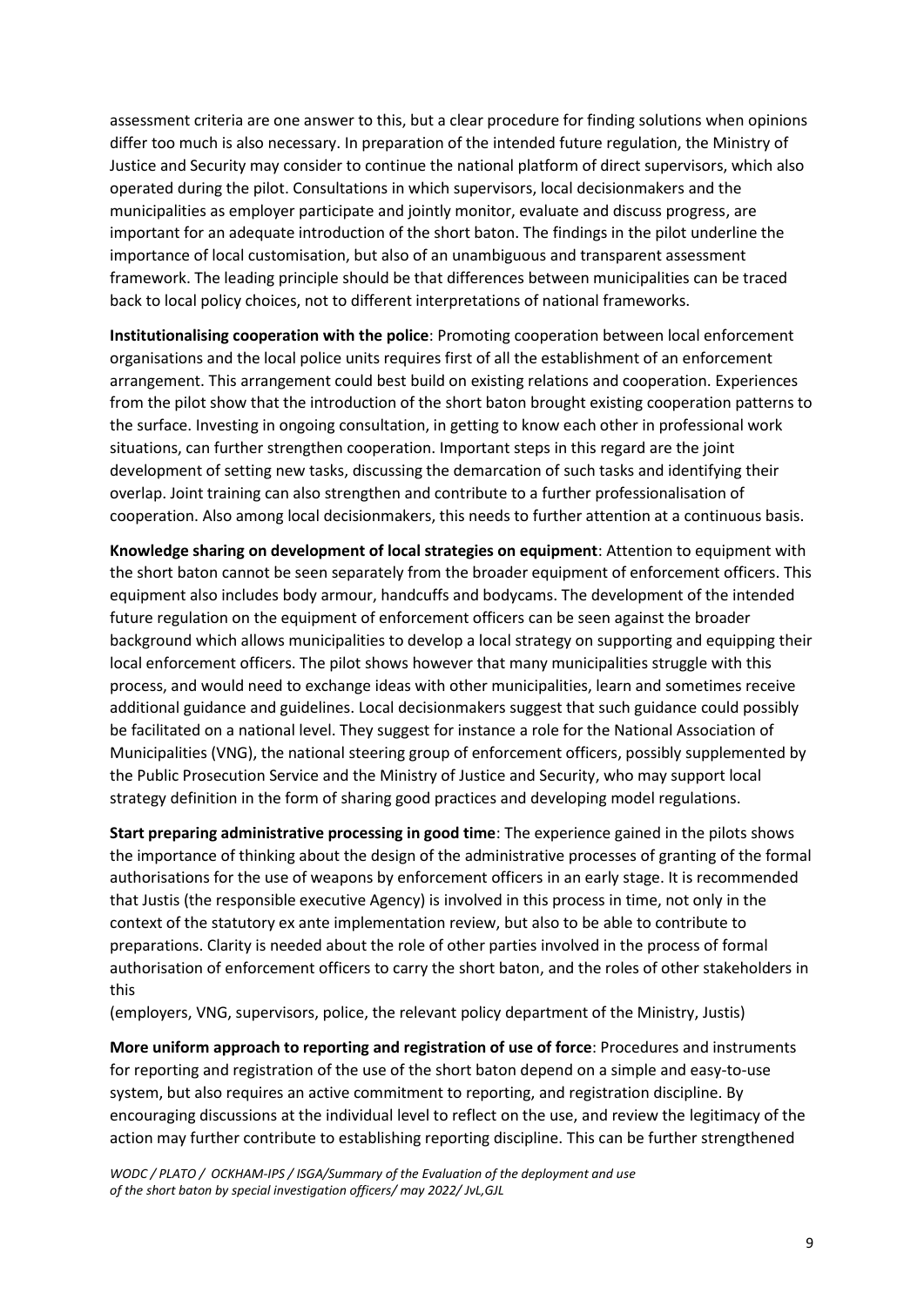assessment criteria are one answer to this, but a clear procedure for finding solutions when opinions differ too much is also necessary. In preparation of the intended future regulation, the Ministry of Justice and Security may consider to continue the national platform of direct supervisors, which also operated during the pilot. Consultations in which supervisors, local decisionmakers and the municipalities as employer participate and jointly monitor, evaluate and discuss progress, are important for an adequate introduction of the short baton. The findings in the pilot underline the importance of local customisation, but also of an unambiguous and transparent assessment framework. The leading principle should be that differences between municipalities can be traced back to local policy choices, not to different interpretations of national frameworks.

**Institutionalising cooperation with the police**: Promoting cooperation between local enforcement organisations and the local police units requires first of all the establishment of an enforcement arrangement. This arrangement could best build on existing relations and cooperation. Experiences from the pilot show that the introduction of the short baton brought existing cooperation patterns to the surface. Investing in ongoing consultation, in getting to know each other in professional work situations, can further strengthen cooperation. Important steps in this regard are the joint development of setting new tasks, discussing the demarcation of such tasks and identifying their overlap. Joint training can also strengthen and contribute to a further professionalisation of cooperation. Also among local decisionmakers, this needs to further attention at a continuous basis.

**Knowledge sharing on development of local strategies on equipment**: Attention to equipment with the short baton cannot be seen separately from the broader equipment of enforcement officers. This equipment also includes body armour, handcuffs and bodycams. The development of the intended future regulation on the equipment of enforcement officers can be seen against the broader background which allows municipalities to develop a local strategy on supporting and equipping their local enforcement officers. The pilot shows however that many municipalities struggle with this process, and would need to exchange ideas with other municipalities, learn and sometimes receive additional guidance and guidelines. Local decisionmakers suggest that such guidance could possibly be facilitated on a national level. They suggest for instance a role for the National Association of Municipalities (VNG), the national steering group of enforcement officers, possibly supplemented by the Public Prosecution Service and the Ministry of Justice and Security, who may support local strategy definition in the form of sharing good practices and developing model regulations.

**Start preparing administrative processing in good time**: The experience gained in the pilots shows the importance of thinking about the design of the administrative processes of granting of the formal authorisations for the use of weapons by enforcement officers in an early stage. It is recommended that Justis (the responsible executive Agency) is involved in this process in time, not only in the context of the statutory ex ante implementation review, but also to be able to contribute to preparations. Clarity is needed about the role of other parties involved in the process of formal authorisation of enforcement officers to carry the short baton, and the roles of other stakeholders in this
(employers, VNG, supervisors, police, the relevant policy department of the Ministry, Justis)

**More uniform approach to reporting and registration of use of force**: Procedures and instruments for reporting and registration of the use of the short baton depend on a simple and easy-to-use system, but also requires an active commitment to reporting, and registration discipline. By encouraging discussions at the individual level to reflect on the use, and review the legitimacy of the action may further contribute to establishing reporting discipline. This can be further strengthened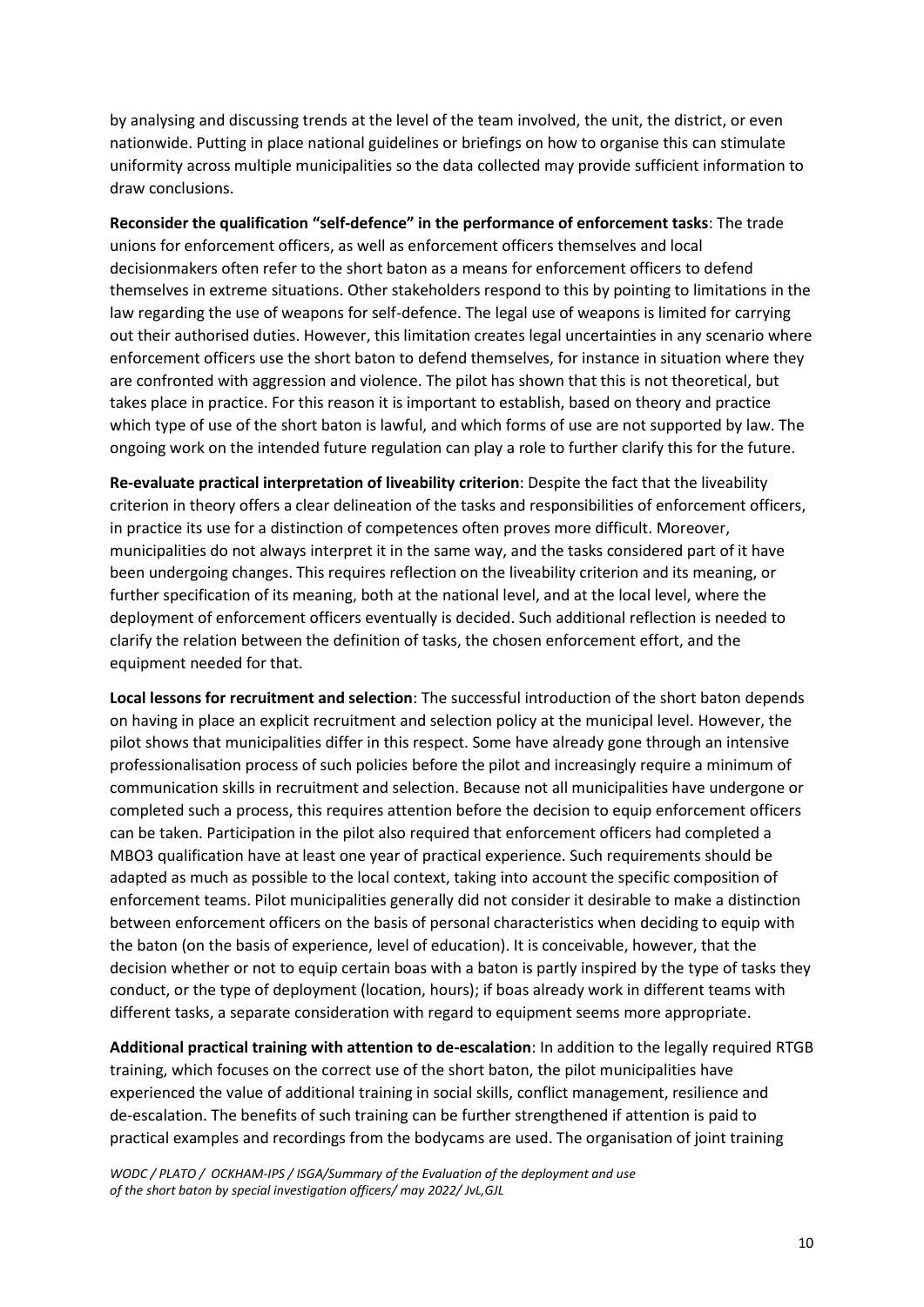by analysing and discussing trends at the level of the team involved, the unit, the district, or even nationwide. Putting in place national guidelines or briefings on how to organise this can stimulate uniformity across multiple municipalities so the data collected may provide sufficient information to draw conclusions.

**Reconsider the qualification "self-defence" in the performance of enforcement tasks**: The trade unions for enforcement officers, as well as enforcement officers themselves and local decisionmakers often refer to the short baton as a means for enforcement officers to defend themselves in extreme situations. Other stakeholders respond to this by pointing to limitations in the law regarding the use of weapons for self-defence. The legal use of weapons is limited for carrying out their authorised duties. However, this limitation creates legal uncertainties in any scenario where enforcement officers use the short baton to defend themselves, for instance in situation where they are confronted with aggression and violence. The pilot has shown that this is not theoretical, but takes place in practice. For this reason it is important to establish, based on theory and practice which type of use of the short baton is lawful, and which forms of use are not supported by law. The ongoing work on the intended future regulation can play a role to further clarify this for the future.

**Re-evaluate practical interpretation of liveability criterion**: Despite the fact that the liveability criterion in theory offers a clear delineation of the tasks and responsibilities of enforcement officers, in practice its use for a distinction of competences often proves more difficult. Moreover, municipalities do not always interpret it in the same way, and the tasks considered part of it have been undergoing changes. This requires reflection on the liveability criterion and its meaning, or further specification of its meaning, both at the national level, and at the local level, where the deployment of enforcement officers eventually is decided. Such additional reflection is needed to clarify the relation between the definition of tasks, the chosen enforcement effort, and the equipment needed for that.

**Local lessons for recruitment and selection**: The successful introduction of the short baton depends on having in place an explicit recruitment and selection policy at the municipal level. However, the pilot shows that municipalities differ in this respect. Some have already gone through an intensive professionalisation process of such policies before the pilot and increasingly require a minimum of communication skills in recruitment and selection. Because not all municipalities have undergone or completed such a process, this requires attention before the decision to equip enforcement officers can be taken. Participation in the pilot also required that enforcement officers had completed a MBO3 qualification have at least one year of practical experience. Such requirements should be adapted as much as possible to the local context, taking into account the specific composition of enforcement teams. Pilot municipalities generally did not consider it desirable to make a distinction between enforcement officers on the basis of personal characteristics when deciding to equip with the baton (on the basis of experience, level of education). It is conceivable, however, that the decision whether or not to equip certain boas with a baton is partly inspired by the type of tasks they conduct, or the type of deployment (location, hours); if boas already work in different teams with different tasks, a separate consideration with regard to equipment seems more appropriate.

**Additional practical training with attention to de-escalation**: In addition to the legally required RTGB training, which focuses on the correct use of the short baton, the pilot municipalities have experienced the value of additional training in social skills, conflict management, resilience and de-escalation. The benefits of such training can be further strengthened if attention is paid to practical examples and recordings from the bodycams are used. The organisation of joint training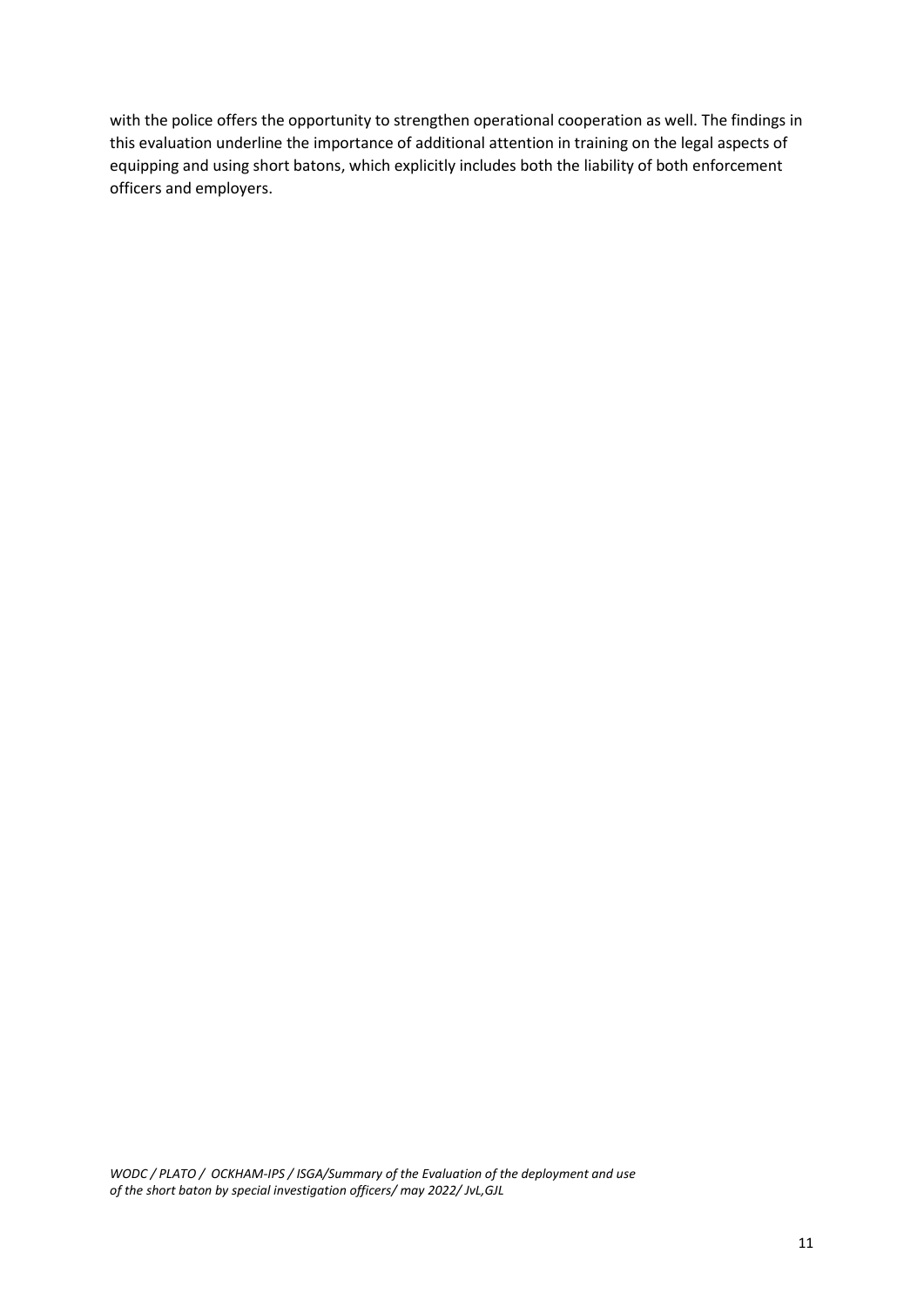with the police offers the opportunity to strengthen operational cooperation as well. The findings in this evaluation underline the importance of additional attention in training on the legal aspects of equipping and using short batons, which explicitly includes both the liability of both enforcement officers and employers.